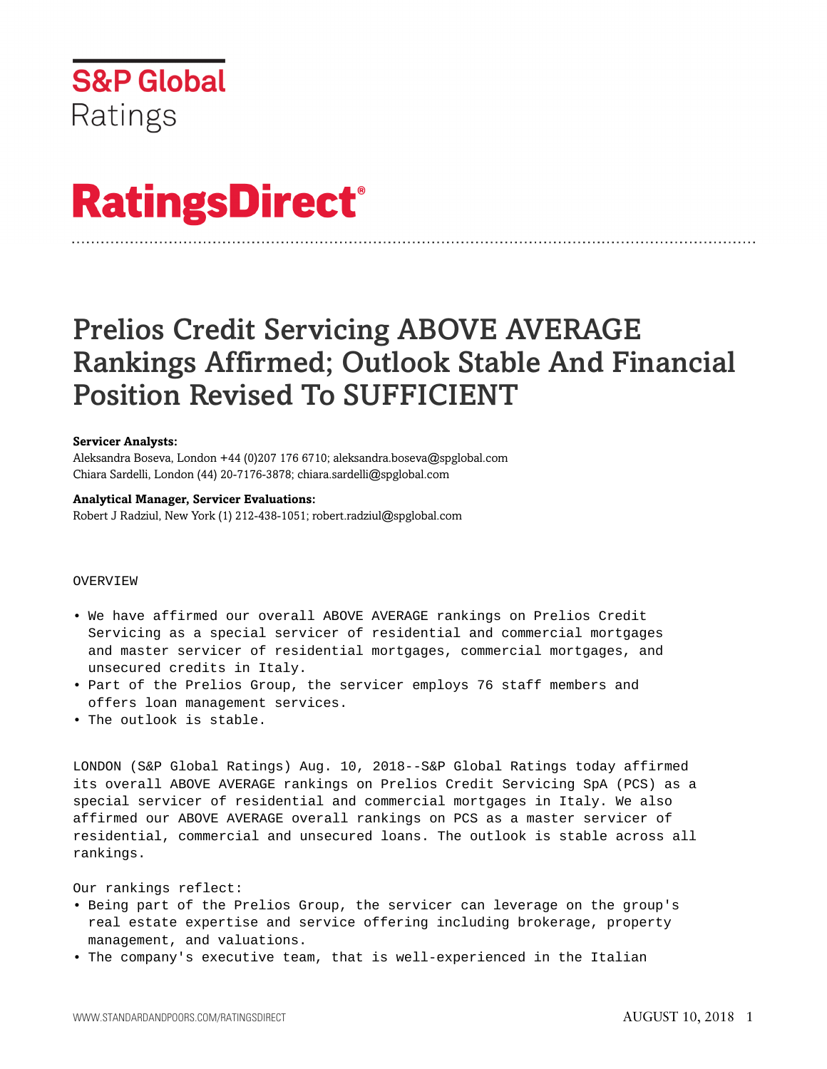S&P Global Ratings

# RatingsDirect®

# Prelios Credit Servicing ABOVE AVERAGE Rankings Affirmed; Outlook Stable And Financial Position Revised To SUFFICIENT

**Servicer Analysts:**
Aleksandra Boseva, London +44 (0)207 176 6710; aleksandra.boseva@spglobal.com
Chiara Sardelli, London (44) 20-7176-3878; chiara.sardelli@spglobal.com

**Analytical Manager, Servicer Evaluations:**
Robert J Radziul, New York (1) 212-438-1051; robert.radziul@spglobal.com

OVERVIEW

- We have affirmed our overall ABOVE AVERAGE rankings on Prelios Credit Servicing as a special servicer of residential and commercial mortgages and master servicer of residential mortgages, commercial mortgages, and unsecured credits in Italy.
- Part of the Prelios Group, the servicer employs 76 staff members and offers loan management services.
- The outlook is stable.

LONDON (S&P Global Ratings) Aug. 10, 2018--S&P Global Ratings today affirmed its overall ABOVE AVERAGE rankings on Prelios Credit Servicing SpA (PCS) as a special servicer of residential and commercial mortgages in Italy. We also affirmed our ABOVE AVERAGE overall rankings on PCS as a master servicer of residential, commercial and unsecured loans. The outlook is stable across all rankings.

Our rankings reflect:

- Being part of the Prelios Group, the servicer can leverage on the group's real estate expertise and service offering including brokerage, property management, and valuations.
- The company's executive team, that is well-experienced in the Italian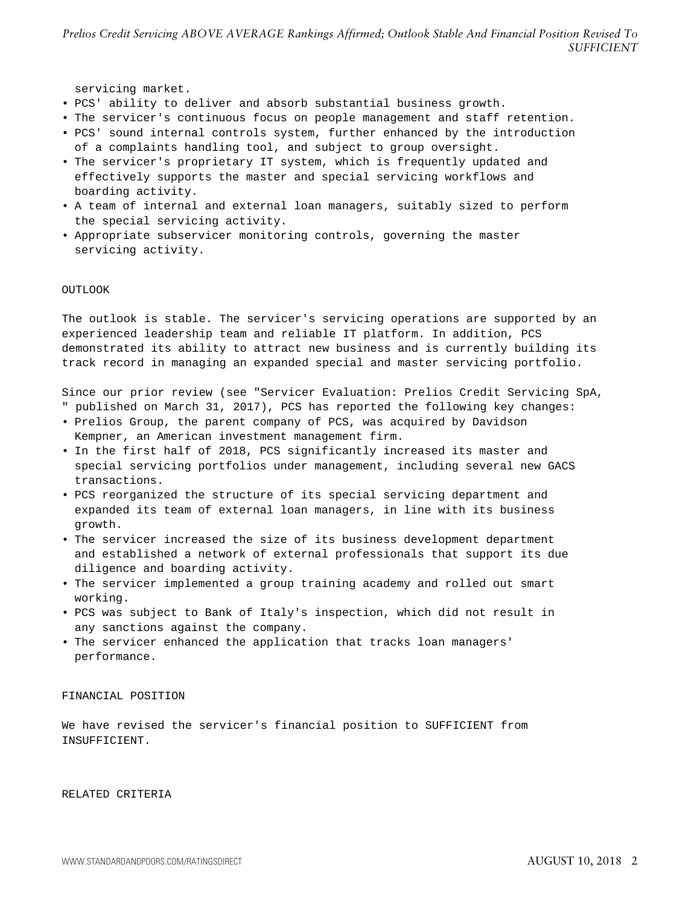servicing market.

- PCS' ability to deliver and absorb substantial business growth.
- The servicer's continuous focus on people management and staff retention.
- PCS' sound internal controls system, further enhanced by the introduction of a complaints handling tool, and subject to group oversight.
- The servicer's proprietary IT system, which is frequently updated and effectively supports the master and special servicing workflows and boarding activity.
- A team of internal and external loan managers, suitably sized to perform the special servicing activity.
- Appropriate subservicer monitoring controls, governing the master servicing activity.

## OUTLOOK

The outlook is stable. The servicer's servicing operations are supported by an experienced leadership team and reliable IT platform. In addition, PCS demonstrated its ability to attract new business and is currently building its track record in managing an expanded special and master servicing portfolio.

Since our prior review (see "Servicer Evaluation: Prelios Credit Servicing SpA, " published on March 31, 2017), PCS has reported the following key changes:

- Prelios Group, the parent company of PCS, was acquired by Davidson Kempner, an American investment management firm.
- In the first half of 2018, PCS significantly increased its master and special servicing portfolios under management, including several new GACS transactions.
- PCS reorganized the structure of its special servicing department and expanded its team of external loan managers, in line with its business growth.
- The servicer increased the size of its business development department and established a network of external professionals that support its due diligence and boarding activity.
- The servicer implemented a group training academy and rolled out smart working.
- PCS was subject to Bank of Italy's inspection, which did not result in any sanctions against the company.
- The servicer enhanced the application that tracks loan managers' performance.

## FINANCIAL POSITION

We have revised the servicer's financial position to SUFFICIENT from INSUFFICIENT.

## RELATED CRITERIA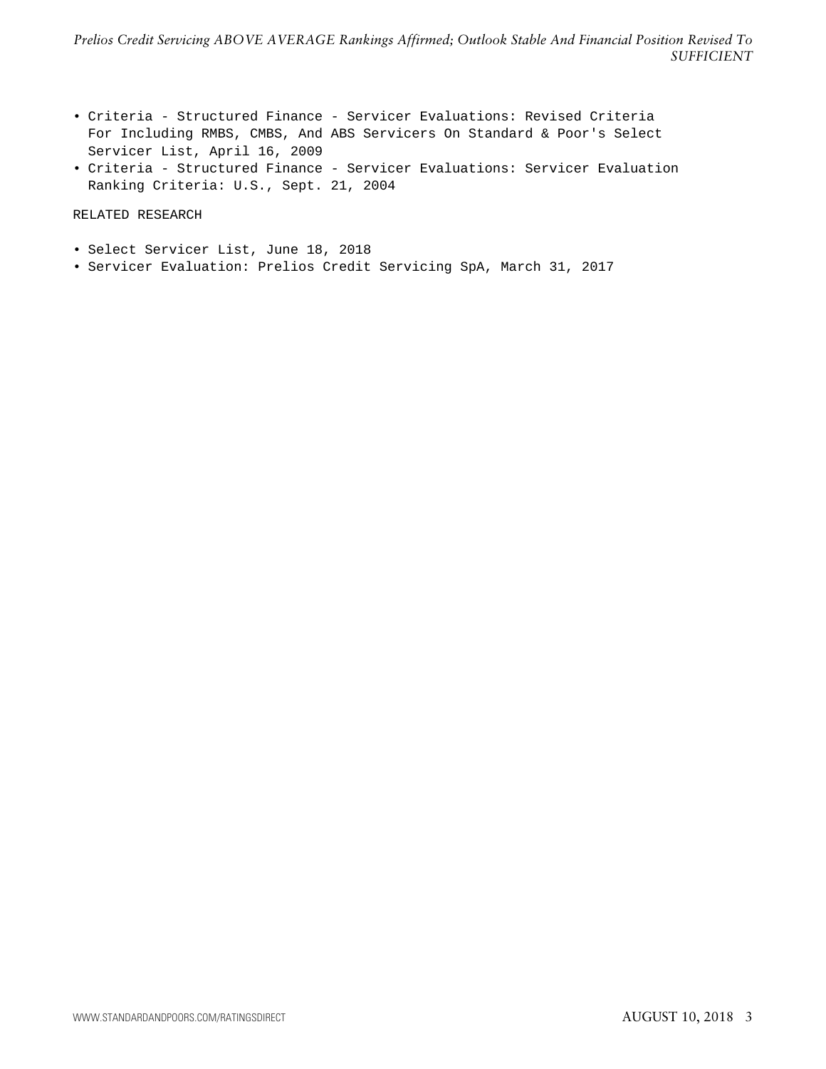- Criteria - Structured Finance - Servicer Evaluations: Revised Criteria For Including RMBS, CMBS, And ABS Servicers On Standard & Poor's Select Servicer List, April 16, 2009
- Criteria - Structured Finance - Servicer Evaluations: Servicer Evaluation Ranking Criteria: U.S., Sept. 21, 2004

RELATED RESEARCH

- Select Servicer List, June 18, 2018
- Servicer Evaluation: Prelios Credit Servicing SpA, March 31, 2017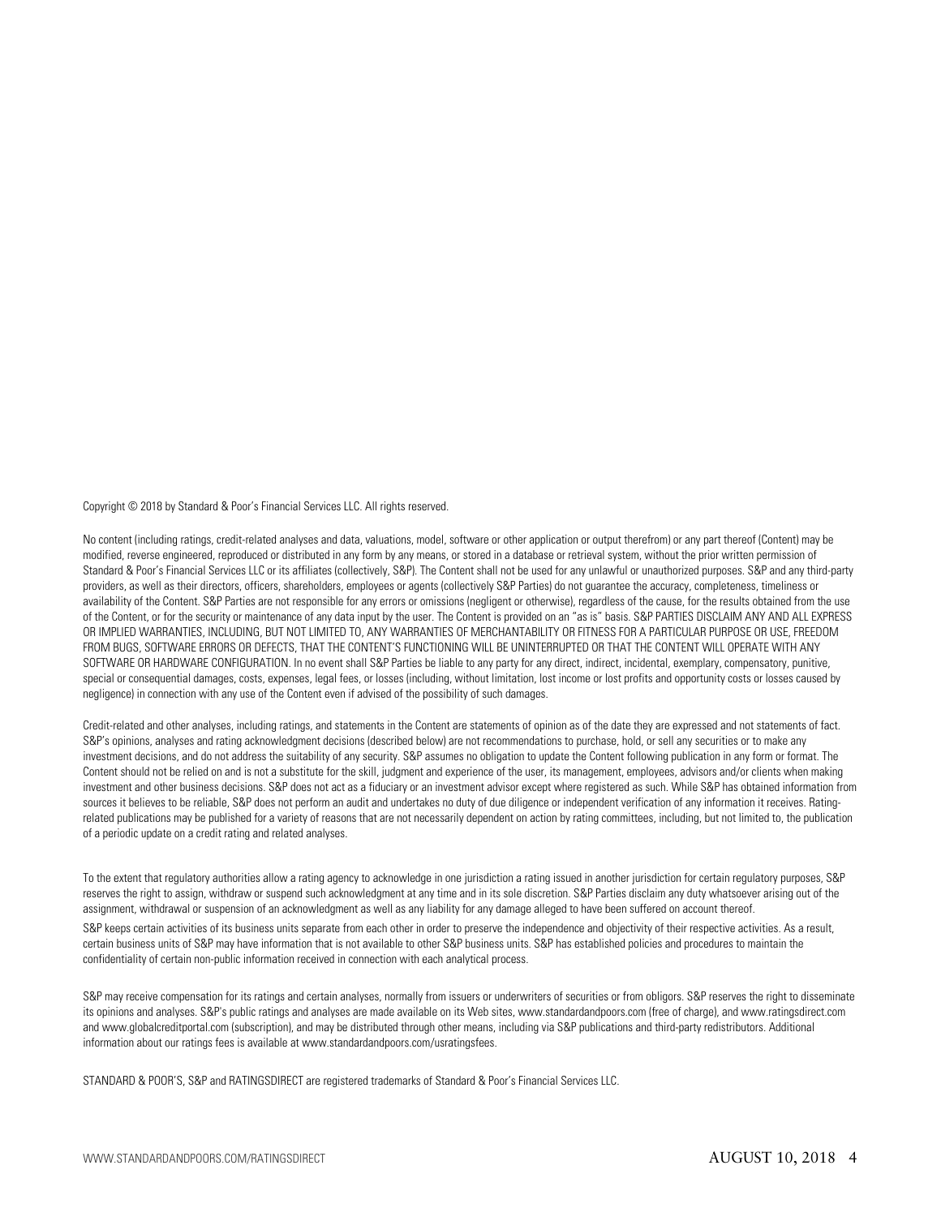Copyright © 2018 by Standard & Poor's Financial Services LLC. All rights reserved.

No content (including ratings, credit-related analyses and data, valuations, model, software or other application or output therefrom) or any part thereof (Content) may be modified, reverse engineered, reproduced or distributed in any form by any means, or stored in a database or retrieval system, without the prior written permission of Standard & Poor's Financial Services LLC or its affiliates (collectively, S&P). The Content shall not be used for any unlawful or unauthorized purposes. S&P and any third-party providers, as well as their directors, officers, shareholders, employees or agents (collectively S&P Parties) do not guarantee the accuracy, completeness, timeliness or availability of the Content. S&P Parties are not responsible for any errors or omissions (negligent or otherwise), regardless of the cause, for the results obtained from the use of the Content, or for the security or maintenance of any data input by the user. The Content is provided on an "as is" basis. S&P PARTIES DISCLAIM ANY AND ALL EXPRESS OR IMPLIED WARRANTIES, INCLUDING, BUT NOT LIMITED TO, ANY WARRANTIES OF MERCHANTABILITY OR FITNESS FOR A PARTICULAR PURPOSE OR USE, FREEDOM FROM BUGS, SOFTWARE ERRORS OR DEFECTS, THAT THE CONTENT'S FUNCTIONING WILL BE UNINTERRUPTED OR THAT THE CONTENT WILL OPERATE WITH ANY SOFTWARE OR HARDWARE CONFIGURATION. In no event shall S&P Parties be liable to any party for any direct, indirect, incidental, exemplary, compensatory, punitive, special or consequential damages, costs, expenses, legal fees, or losses (including, without limitation, lost income or lost profits and opportunity costs or losses caused by negligence) in connection with any use of the Content even if advised of the possibility of such damages.

Credit-related and other analyses, including ratings, and statements in the Content are statements of opinion as of the date they are expressed and not statements of fact. S&P's opinions, analyses and rating acknowledgment decisions (described below) are not recommendations to purchase, hold, or sell any securities or to make any investment decisions, and do not address the suitability of any security. S&P assumes no obligation to update the Content following publication in any form or format. The Content should not be relied on and is not a substitute for the skill, judgment and experience of the user, its management, employees, advisors and/or clients when making investment and other business decisions. S&P does not act as a fiduciary or an investment advisor except where registered as such. While S&P has obtained information from sources it believes to be reliable, S&P does not perform an audit and undertakes no duty of due diligence or independent verification of any information it receives. Rating-related publications may be published for a variety of reasons that are not necessarily dependent on action by rating committees, including, but not limited to, the publication of a periodic update on a credit rating and related analyses.

To the extent that regulatory authorities allow a rating agency to acknowledge in one jurisdiction a rating issued in another jurisdiction for certain regulatory purposes, S&P reserves the right to assign, withdraw or suspend such acknowledgment at any time and in its sole discretion. S&P Parties disclaim any duty whatsoever arising out of the assignment, withdrawal or suspension of an acknowledgment as well as any liability for any damage alleged to have been suffered on account thereof.

S&P keeps certain activities of its business units separate from each other in order to preserve the independence and objectivity of their respective activities. As a result, certain business units of S&P may have information that is not available to other S&P business units. S&P has established policies and procedures to maintain the confidentiality of certain non-public information received in connection with each analytical process.

S&P may receive compensation for its ratings and certain analyses, normally from issuers or underwriters of securities or from obligors. S&P reserves the right to disseminate its opinions and analyses. S&P's public ratings and analyses are made available on its Web sites, www.standardandpoors.com (free of charge), and www.ratingsdirect.com and www.globalcreditportal.com (subscription), and may be distributed through other means, including via S&P publications and third-party redistributors. Additional information about our ratings fees is available at www.standardandpoors.com/usratingsfees.

STANDARD & POOR'S, S&P and RATINGSDIRECT are registered trademarks of Standard & Poor's Financial Services LLC.